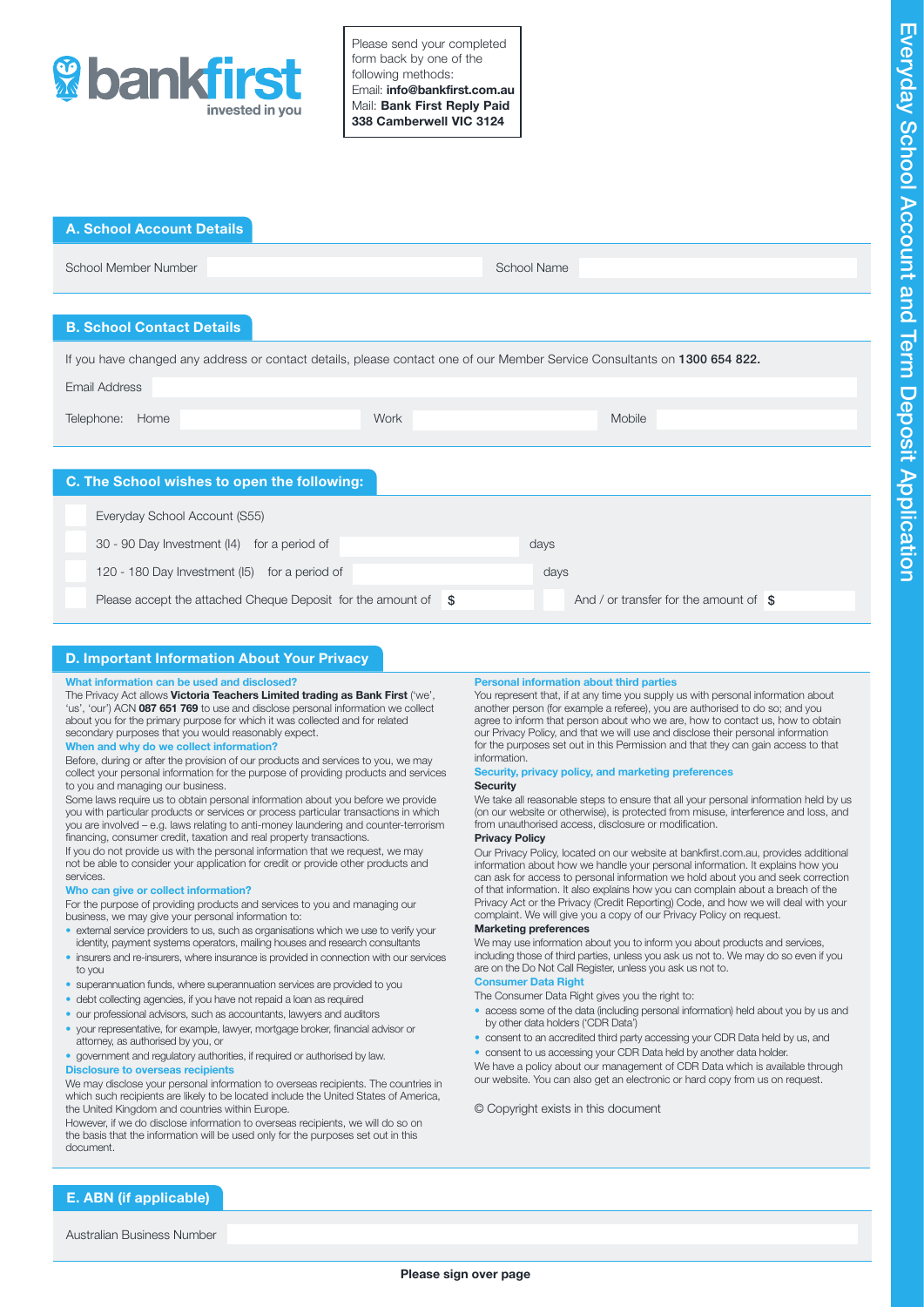**bankfirst** invested in you

Please send your completed form back by one of the following methods:
Email: **info@bankfirst.com.au**
Mail: **Bank First Reply Paid 338 Camberwell VIC 3124**

# Everyday School Account and Term Deposit Application

## A. School Account Details

School Member Number ______ School Name ______

## B. School Contact Details

If you have changed any address or contact details, please contact one of our Member Service Consultants on **1300 654 822.**

Email Address ______

Telephone: Home ______ Work ______ Mobile ______

## C. The School wishes to open the following:

- ☐ Everyday School Account (S55)
- ☐ 30 - 90 Day Investment (I4) for a period of ______ days
- ☐ 120 - 180 Day Investment (I5) for a period of ______ days
- ☐ Please accept the attached Cheque Deposit for the amount of $ ______ ☐ And / or transfer for the amount of $ ______

## D. Important Information About Your Privacy

**What information can be used and disclosed?**

The Privacy Act allows **Victoria Teachers Limited trading as Bank First** ('we', 'us', 'our') ACN **087 651 769** to use and disclose personal information we collect about you for the primary purpose for which it was collected and for related secondary purposes that you would reasonably expect.

**When and why do we collect information?**

Before, during or after the provision of our products and services to you, we may collect your personal information for the purpose of providing products and services to you and managing our business.

Some laws require us to obtain personal information about you before we provide you with particular products or services or process particular transactions in which you are involved – e.g. laws relating to anti-money laundering and counter-terrorism financing, consumer credit, taxation and real property transactions.

If you do not provide us with the personal information that we request, we may not be able to consider your application for credit or provide other products and services.

**Who can give or collect information?**

For the purpose of providing products and services to you and managing our business, we may give your personal information to:

- external service providers to us, such as organisations which we use to verify your identity, payment systems operators, mailing houses and research consultants
- insurers and re-insurers, where insurance is provided in connection with our services to you
- superannuation funds, where superannuation services are provided to you
- debt collecting agencies, if you have not repaid a loan as required
- our professional advisors, such as accountants, lawyers and auditors
- your representative, for example, lawyer, mortgage broker, financial advisor or attorney, as authorised by you, or
- government and regulatory authorities, if required or authorised by law.

**Disclosure to overseas recipients**

We may disclose your personal information to overseas recipients. The countries in which such recipients are likely to be located include the United States of America, the United Kingdom and countries within Europe.

However, if we do disclose information to overseas recipients, we will do so on the basis that the information will be used only for the purposes set out in this document.

**Personal information about third parties**

You represent that, if at any time you supply us with personal information about another person (for example a referee), you are authorised to do so; and you agree to inform that person about who we are, how to contact us, how to obtain our Privacy Policy, and that we will use and disclose their personal information for the purposes set out in this Permission and that they can gain access to that information.

**Security, privacy policy, and marketing preferences**

**Security**

We take all reasonable steps to ensure that all your personal information held by us (on our website or otherwise), is protected from misuse, interference and loss, and from unauthorised access, disclosure or modification.

**Privacy Policy**

Our Privacy Policy, located on our website at bankfirst.com.au, provides additional information about how we handle your personal information. It explains how you can ask for access to personal information we hold about you and seek correction of that information. It also explains how you can complain about a breach of the Privacy Act or the Privacy (Credit Reporting) Code, and how we will deal with your complaint. We will give you a copy of our Privacy Policy on request.

**Marketing preferences**

We may use information about you to inform you about products and services, including those of third parties, unless you ask us not to. We may do so even if you are on the Do Not Call Register, unless you ask us not to.

**Consumer Data Right**

The Consumer Data Right gives you the right to:

- access some of the data (including personal information) held about you by us and by other data holders ('CDR Data')
- consent to an accredited third party accessing your CDR Data held by us, and
- consent to us accessing your CDR Data held by another data holder.

We have a policy about our management of CDR Data which is available through our website. You can also get an electronic or hard copy from us on request.

© Copyright exists in this document

## E. ABN (if applicable)

Australian Business Number ______

**Please sign over page**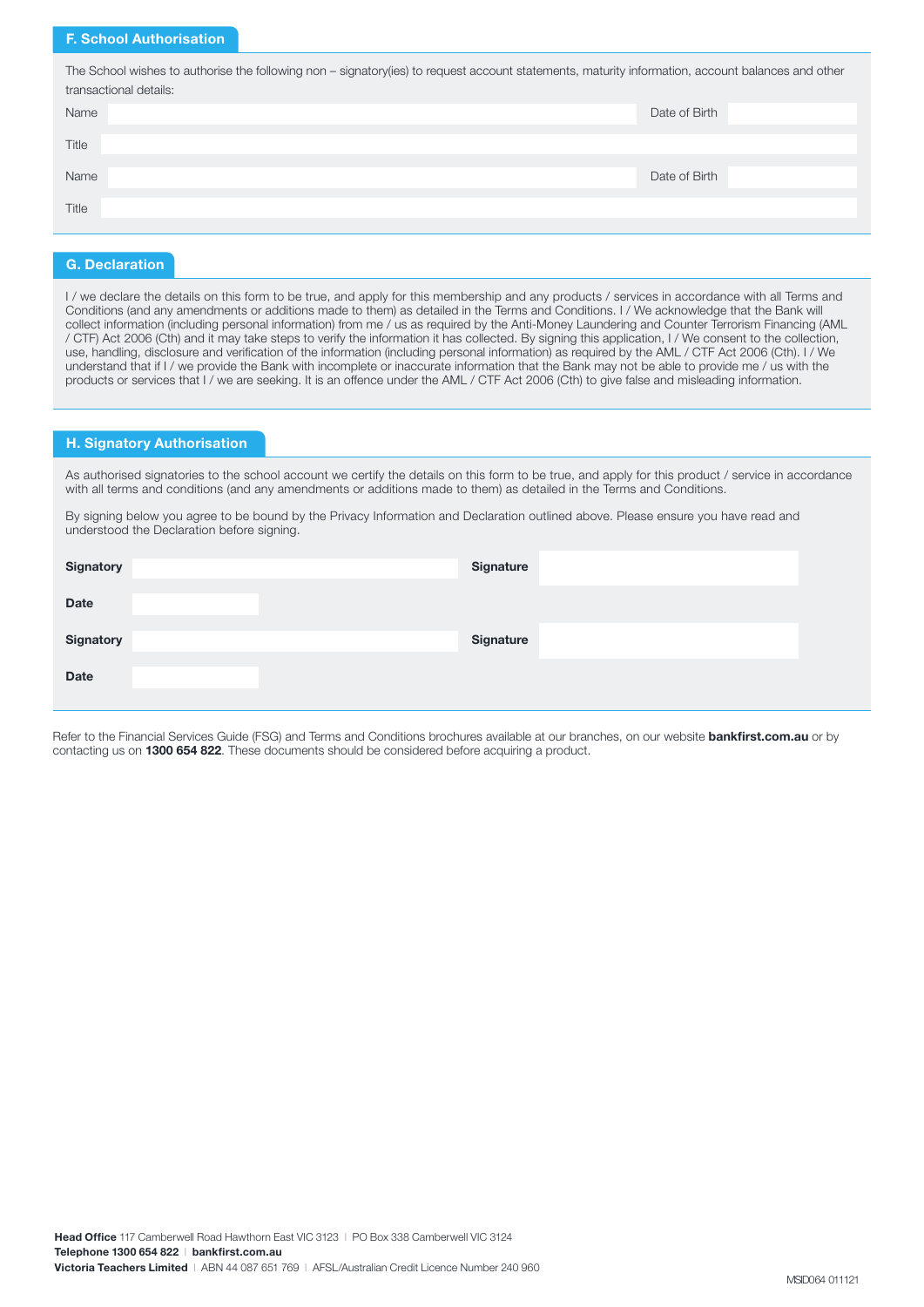## F. School Authorisation

The School wishes to authorise the following non – signatory(ies) to request account statements, maturity information, account balances and other transactional details:

| | | | |
|---|---|---|---|
| Name | | Date of Birth | |
| Title | | | |
| Name | | Date of Birth | |
| Title | | | |

## G. Declaration

I / we declare the details on this form to be true, and apply for this membership and any products / services in accordance with all Terms and Conditions (and any amendments or additions made to them) as detailed in the Terms and Conditions. I / We acknowledge that the Bank will collect information (including personal information) from me / us as required by the Anti-Money Laundering and Counter Terrorism Financing (AML / CTF) Act 2006 (Cth) and it may take steps to verify the information it has collected. By signing this application, I / We consent to the collection, use, handling, disclosure and verification of the information (including personal information) as required by the AML / CTF Act 2006 (Cth). I / We understand that if I / we provide the Bank with incomplete or inaccurate information that the Bank may not be able to provide me / us with the products or services that I / we are seeking. It is an offence under the AML / CTF Act 2006 (Cth) to give false and misleading information.

## H. Signatory Authorisation

As authorised signatories to the school account we certify the details on this form to be true, and apply for this product / service in accordance with all terms and conditions (and any amendments or additions made to them) as detailed in the Terms and Conditions.

By signing below you agree to be bound by the Privacy Information and Declaration outlined above. Please ensure you have read and understood the Declaration before signing.

| | | | |
|---|---|---|---|
| **Signatory** | | **Signature** | |
| **Date** | | | |
| **Signatory** | | **Signature** | |
| **Date** | | | |

Refer to the Financial Services Guide (FSG) and Terms and Conditions brochures available at our branches, on our website **bankfirst.com.au** or by contacting us on **1300 654 822**. These documents should be considered before acquiring a product.

**Head Office** 117 Camberwell Road Hawthorn East VIC 3123 | PO Box 338 Camberwell VIC 3124
**Telephone 1300 654 822** | **bankfirst.com.au**
**Victoria Teachers Limited** | ABN 44 087 651 769 | AFSL/Australian Credit Licence Number 240 960

MSID064 011121